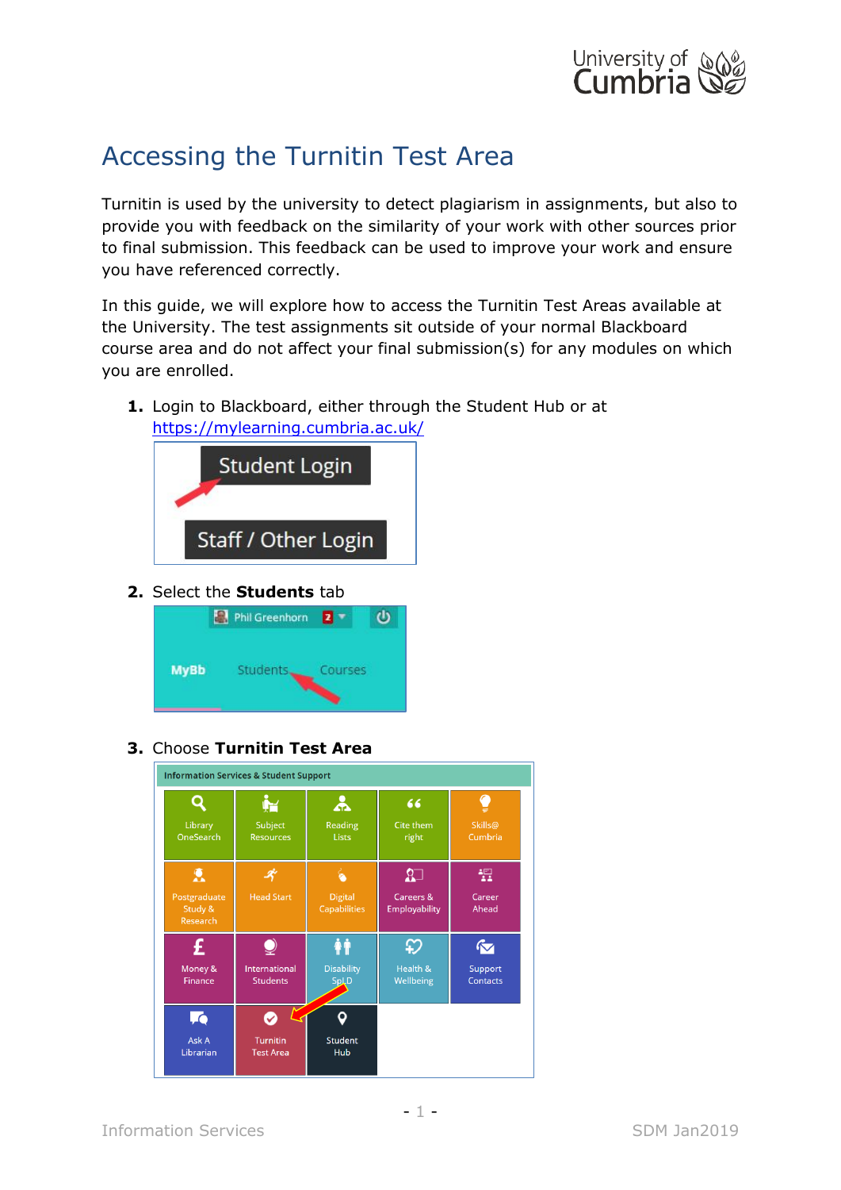# Accessing the Turnitin Test Area

Turnitin is used by the university to detect plagiarism in assignments, but also to provide you with feedback on the similarity of your work with other sources prior to final submission. This feedback can be used to improve your work and ensure you have referenced correctly.

In this guide, we will explore how to access the Turnitin Test Areas available at the University. The test assignments sit outside of your normal Blackboard course area and do not affect your final submission(s) for any modules on which you are enrolled.

1. Login to Blackboard, either through the Student Hub or at https://mylearning.cumbria.ac.uk/

2. Select the **Students** tab

3. Choose **Turnitin Test Area**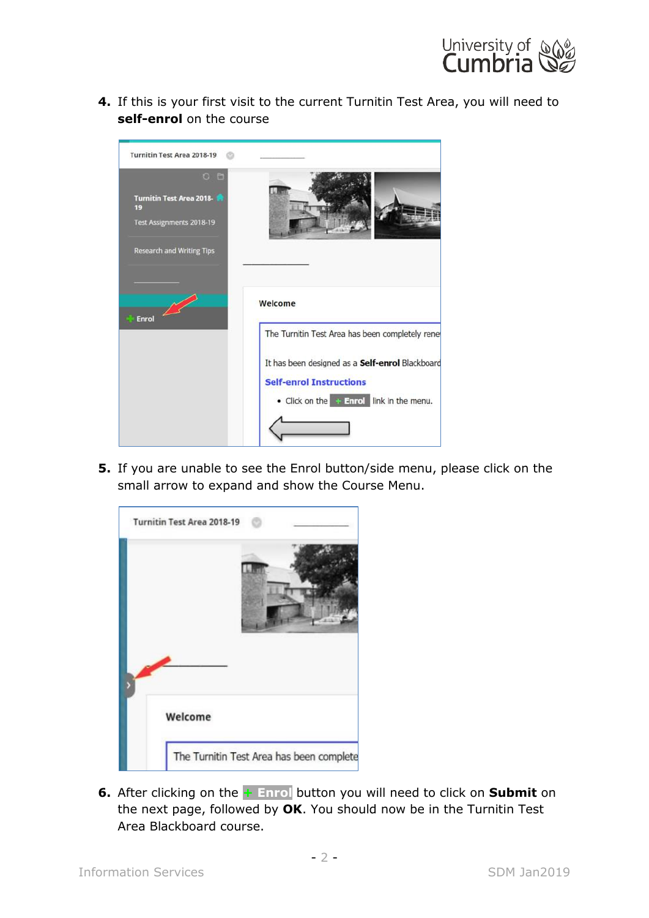4. If this is your first visit to the current Turnitin Test Area, you will need to **self-enrol** on the course

5. If you are unable to see the Enrol button/side menu, please click on the small arrow to expand and show the Course Menu.

6. After clicking on the **+ Enrol** button you will need to click on **Submit** on the next page, followed by **OK**. You should now be in the Turnitin Test Area Blackboard course.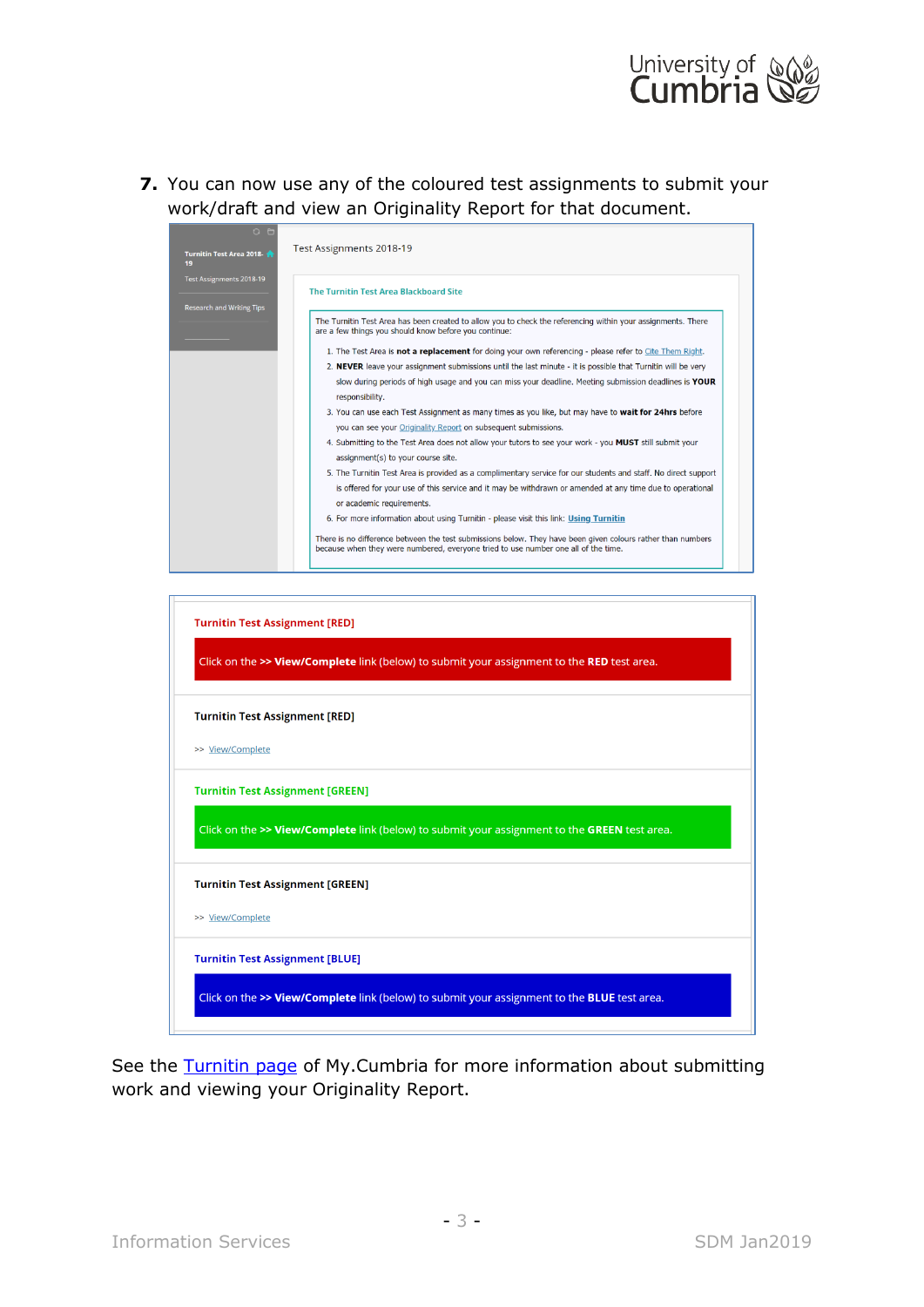7. You can now use any of the coloured test assignments to submit your work/draft and view an Originality Report for that document.

Turnitin Test Area 2018-19

Test Assignments 2018-19

Research and Writing Tips

Test Assignments 2018-19

The Turnitin Test Area Blackboard Site

The Turnitin Test Area has been created to allow you to check the referencing within your assignments. There are a few things you should know before you continue:

1. The Test Area is **not a replacement** for doing your own referencing - please refer to Cite Them Right.
2. **NEVER** leave your assignment submissions until the last minute - it is possible that Turnitin will be very slow during periods of high usage and you can miss your deadline. Meeting submission deadlines is **YOUR** responsibility.
3. You can use each Test Assignment as many times as you like, but may have to **wait for 24hrs** before you can see your Originality Report on subsequent submissions.
4. Submitting to the Test Area does not allow your tutors to see your work - you **MUST** still submit your assignment(s) to your course site.
5. The Turnitin Test Area is provided as a complimentary service for our students and staff. No direct support is offered for your use of this service and it may be withdrawn or amended at any time due to operational or academic requirements.
6. For more information about using Turnitin - please visit this link: **Using Turnitin**

There is no difference between the test submissions below. They have been given colours rather than numbers because when they were numbered, everyone tried to use number one all of the time.

**Turnitin Test Assignment [RED]**

Click on the **>> View/Complete** link (below) to submit your assignment to the **RED** test area.

**Turnitin Test Assignment [RED]**

>> View/Complete

**Turnitin Test Assignment [GREEN]**

Click on the **>> View/Complete** link (below) to submit your assignment to the **GREEN** test area.

**Turnitin Test Assignment [GREEN]**

>> View/Complete

**Turnitin Test Assignment [BLUE]**

Click on the **>> View/Complete** link (below) to submit your assignment to the **BLUE** test area.

See the Turnitin page of My.Cumbria for more information about submitting work and viewing your Originality Report.